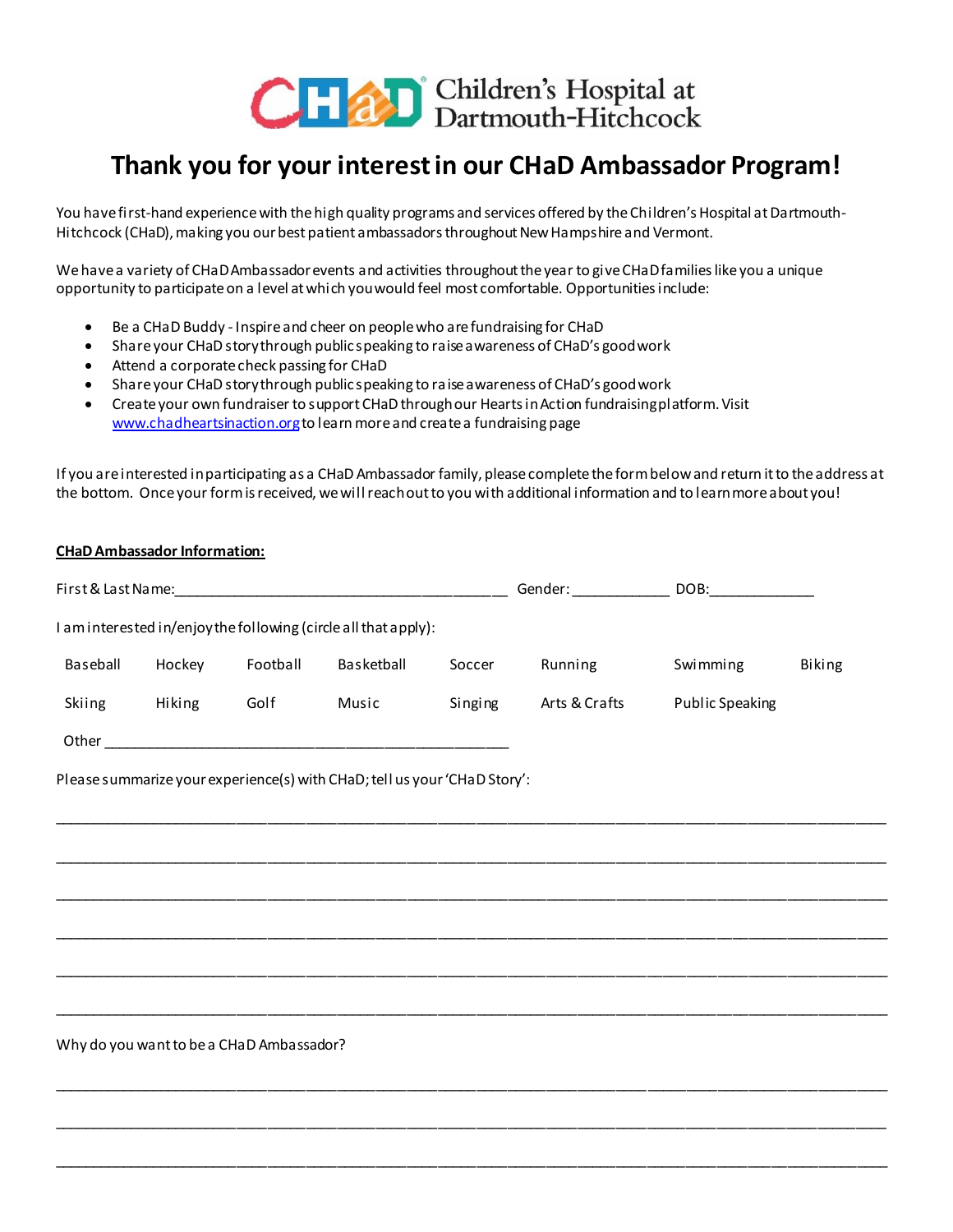Children's Hospital at Dartmouth-Hitchcock

# Thank you for your interest in our CHaD Ambassador Program!

You have first-hand experience with the high quality programs and services offered by the Children's Hospital at Dartmouth-Hitchcock (CHaD), making you our best patient ambassadors throughout New Hampshire and Vermont.

We have a variety of CHaD Ambassador events and activities throughout the year to give CHaD families like you a unique opportunity to participate on a level at which you would feel most comfortable. Opportunities include:

- Be a CHaD Buddy - Inspire and cheer on people who are fundraising for CHaD
- Share your CHaD story through public speaking to raise awareness of CHaD's good work
- Attend a corporate check passing for CHaD
- Share your CHaD story through public speaking to raise awareness of CHaD's good work
- Create your own fundraiser to support CHaD through our Hearts in Action fundraising platform. Visit www.chadheartsinaction.org to learn more and create a fundraising page

If you are interested in participating as a CHaD Ambassador family, please complete the form below and return it to the address at the bottom. Once your form is received, we will reach out to you with additional information and to learn more about you!

**CHaD Ambassador Information:**

First & Last Name:_________________________________________ Gender: ____________ DOB:_____________

I am interested in/enjoy the following (circle all that apply):

| Baseball | Hockey | Football | Basketball | Soccer | Running | Swimming | Biking |
|---|---|---|---|---|---|---|---|
| Skiing | Hiking | Golf | Music | Singing | Arts & Crafts | Public Speaking | |

Other ___________________________________________________

Please summarize your experience(s) with CHaD; tell us your 'CHaD Story':

______________________________________________________________________________________________

______________________________________________________________________________________________

______________________________________________________________________________________________

______________________________________________________________________________________________

______________________________________________________________________________________________

______________________________________________________________________________________________

Why do you want to be a CHaD Ambassador?

______________________________________________________________________________________________

______________________________________________________________________________________________

______________________________________________________________________________________________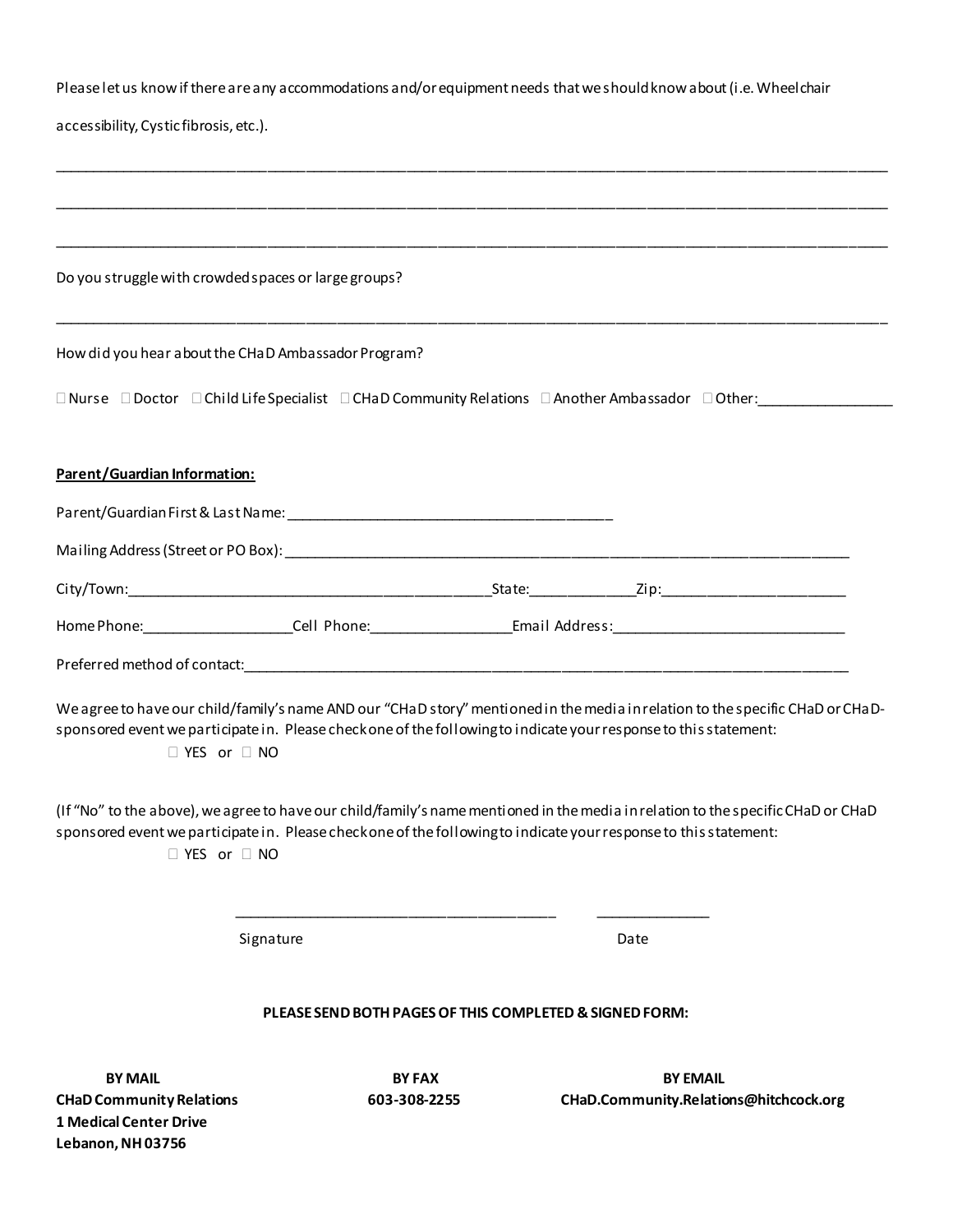Please let us know if there are any accommodations and/or equipment needs that we should know about (i.e. Wheelchair accessibility, Cystic fibrosis, etc.).

_______________________________________________________________________________________________

_______________________________________________________________________________________________

_______________________________________________________________________________________________

Do you struggle with crowded spaces or large groups?

_______________________________________________________________________________________________

How did you hear about the CHaD Ambassador Program?

☐ Nurse ☐ Doctor ☐ Child Life Specialist ☐ CHaD Community Relations ☐ Another Ambassador ☐ Other:_________________

**Parent/Guardian Information:**

Parent/Guardian First & Last Name: _________________________________________

Mailing Address (Street or PO Box): _______________________________________________________________________

City/Town:_______________________________________________State:_____________Zip:_______________________

Home Phone:___________________Cell Phone:_________________Email Address:_____________________________

Preferred method of contact:_____________________________________________________________________________

We agree to have our child/family's name AND our "CHaD story" mentioned in the media in relation to the specific CHaD or CHaD-sponsored event we participate in. Please check one of the following to indicate your response to this statement:

☐ YES or ☐ NO

(If "No" to the above), we agree to have our child/family's name mentioned in the media in relation to the specific CHaD or CHaD sponsored event we participate in. Please check one of the following to indicate your response to this statement:

☐ YES or ☐ NO

_________________________________________ ______________

Signature Date

**PLEASE SEND BOTH PAGES OF THIS COMPLETED & SIGNED FORM:**

**BY MAIL**
**CHaD Community Relations**
**1 Medical Center Drive**
**Lebanon, NH 03756**

**BY FAX**
**603-308-2255**

**BY EMAIL**
**CHaD.Community.Relations@hitchcock.org**